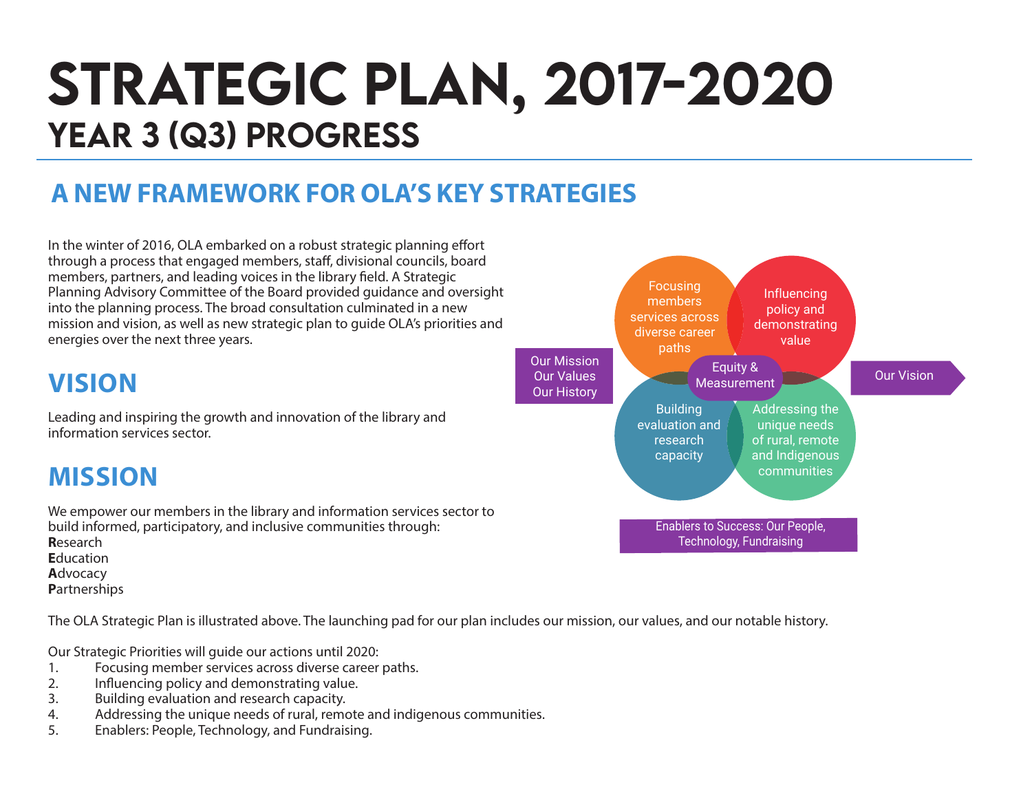# STRATEGIC PLAN, 2017-2020

## YEAR 3 (Q3) PROGRESS

## A NEW FRAMEWORK FOR OLA'S KEY STRATEGIES

In the winter of 2016, OLA embarked on a robust strategic planning effort through a process that engaged members, staff, divisional councils, board members, partners, and leading voices in the library field. A Strategic Planning Advisory Committee of the Board provided guidance and oversight into the planning process. The broad consultation culminated in a new mission and vision, as well as new strategic plan to guide OLA's priorities and energies over the next three years.

Our Mission
Our Values
Our History

Focusing members services across diverse career paths

Influencing policy and demonstrating value

Equity & Measurement

Building evaluation and research capacity

Addressing the unique needs of rural, remote and Indigenous communities

Our Vision

Enablers to Success: Our People, Technology, Fundraising

## VISION

Leading and inspiring the growth and innovation of the library and information services sector.

## MISSION

We empower our members in the library and information services sector to build informed, participatory, and inclusive communities through:
**R**esearch
**E**ducation
**A**dvocacy
**P**artnerships

The OLA Strategic Plan is illustrated above. The launching pad for our plan includes our mission, our values, and our notable history.

Our Strategic Priorities will guide our actions until 2020:

1. Focusing member services across diverse career paths.
2. Influencing policy and demonstrating value.
3. Building evaluation and research capacity.
4. Addressing the unique needs of rural, remote and indigenous communities.
5. Enablers: People, Technology, and Fundraising.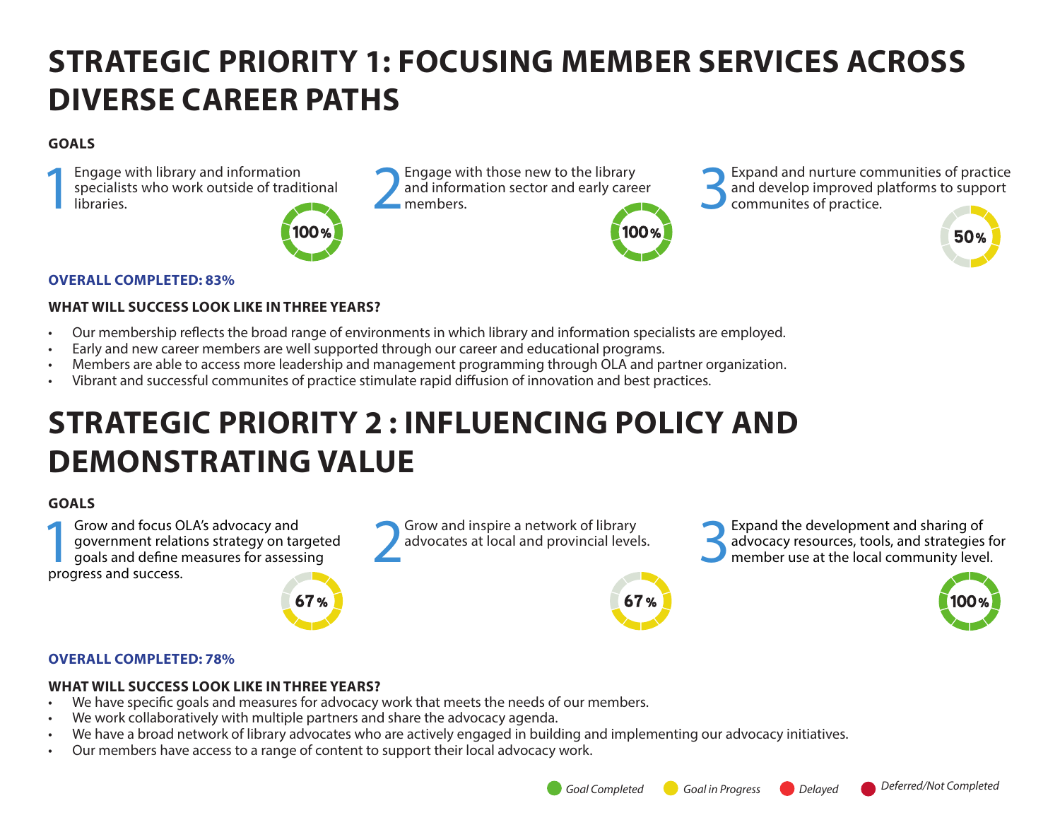# STRATEGIC PRIORITY 1: FOCUSING MEMBER SERVICES ACROSS DIVERSE CAREER PATHS

**GOALS**

1. Engage with library and information specialists who work outside of traditional libraries. — 100%
2. Engage with those new to the library and information sector and early career members. — 100%
3. Expand and nurture communities of practice and develop improved platforms to support communites of practice. — 50%

**OVERALL COMPLETED: 83%**

**WHAT WILL SUCCESS LOOK LIKE IN THREE YEARS?**

- Our membership reflects the broad range of environments in which library and information specialists are employed.
- Early and new career members are well supported through our career and educational programs.
- Members are able to access more leadership and management programming through OLA and partner organization.
- Vibrant and successful communites of practice stimulate rapid diffusion of innovation and best practices.

# STRATEGIC PRIORITY 2 : INFLUENCING POLICY AND DEMONSTRATING VALUE

**GOALS**

1. Grow and focus OLA's advocacy and government relations strategy on targeted goals and define measures for assessing progress and success. — 67%
2. Grow and inspire a network of library advocates at local and provincial levels. — 67%
3. Expand the development and sharing of advocacy resources, tools, and strategies for member use at the local community level. — 100%

**OVERALL COMPLETED: 78%**

**WHAT WILL SUCCESS LOOK LIKE IN THREE YEARS?**

- We have specific goals and measures for advocacy work that meets the needs of our members.
- We work collaboratively with multiple partners and share the advocacy agenda.
- We have a broad network of library advocates who are actively engaged in building and implementing our advocacy initiatives.
- Our members have access to a range of content to support their local advocacy work.

*Goal Completed* *Goal in Progress* *Delayed* *Deferred/Not Completed*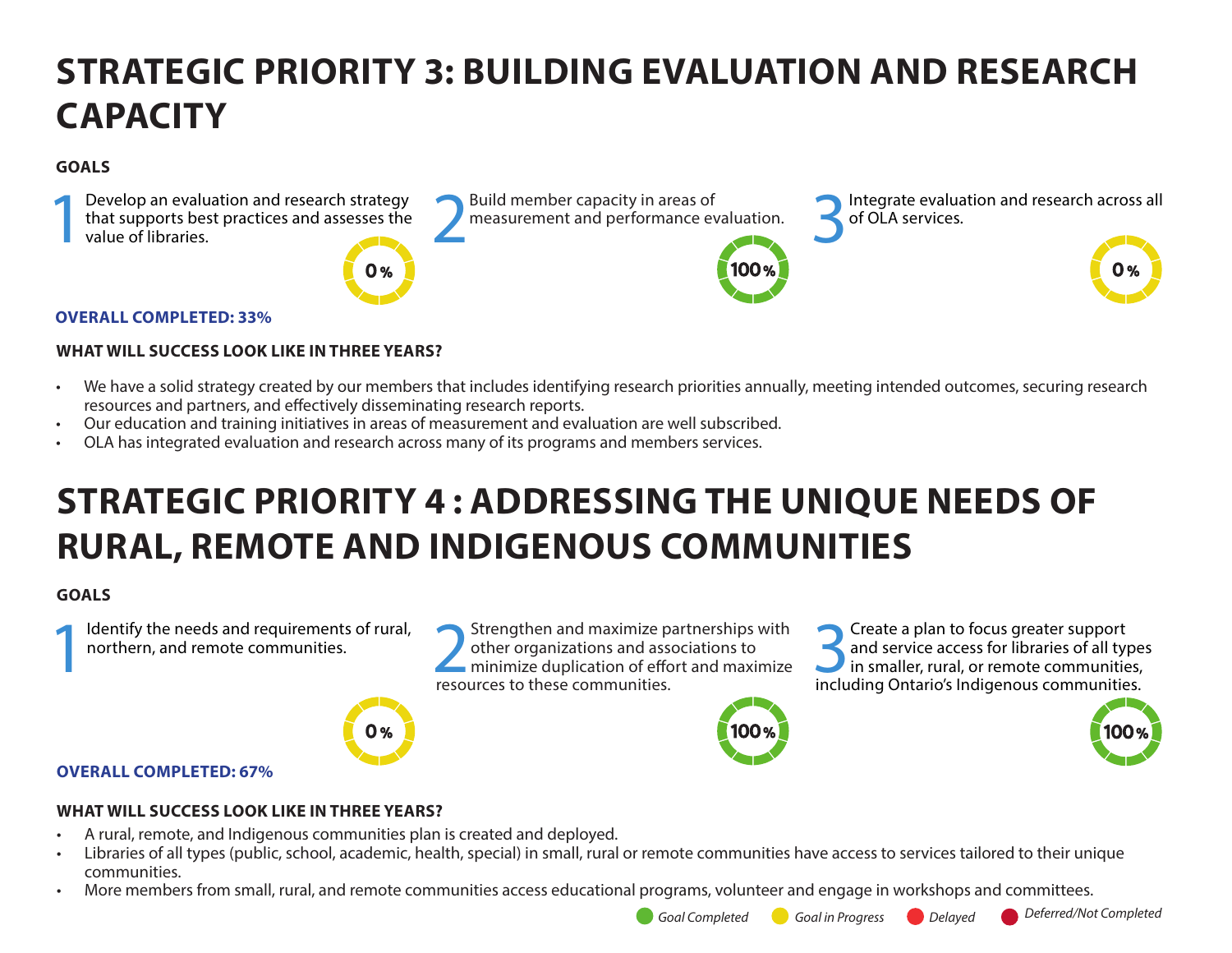# STRATEGIC PRIORITY 3: BUILDING EVALUATION AND RESEARCH CAPACITY

**GOALS**

1. Develop an evaluation and research strategy that supports best practices and assesses the value of libraries. — 0%
2. Build member capacity in areas of measurement and performance evaluation. — 100%
3. Integrate evaluation and research across all of OLA services. — 0%

**OVERALL COMPLETED: 33%**

**WHAT WILL SUCCESS LOOK LIKE IN THREE YEARS?**

- We have a solid strategy created by our members that includes identifying research priorities annually, meeting intended outcomes, securing research resources and partners, and effectively disseminating research reports.
- Our education and training initiatives in areas of measurement and evaluation are well subscribed.
- OLA has integrated evaluation and research across many of its programs and members services.

# STRATEGIC PRIORITY 4 : ADDRESSING THE UNIQUE NEEDS OF RURAL, REMOTE AND INDIGENOUS COMMUNITIES

**GOALS**

1. Identify the needs and requirements of rural, northern, and remote communities. — 0%
2. Strengthen and maximize partnerships with other organizations and associations to minimize duplication of effort and maximize resources to these communities. — 100%
3. Create a plan to focus greater support and service access for libraries of all types in smaller, rural, or remote communities, including Ontario's Indigenous communities. — 100%

**OVERALL COMPLETED: 67%**

**WHAT WILL SUCCESS LOOK LIKE IN THREE YEARS?**

- A rural, remote, and Indigenous communities plan is created and deployed.
- Libraries of all types (public, school, academic, health, special) in small, rural or remote communities have access to services tailored to their unique communities.
- More members from small, rural, and remote communities access educational programs, volunteer and engage in workshops and committees.

*Goal Completed* · *Goal in Progress* · *Delayed* · *Deferred/Not Completed*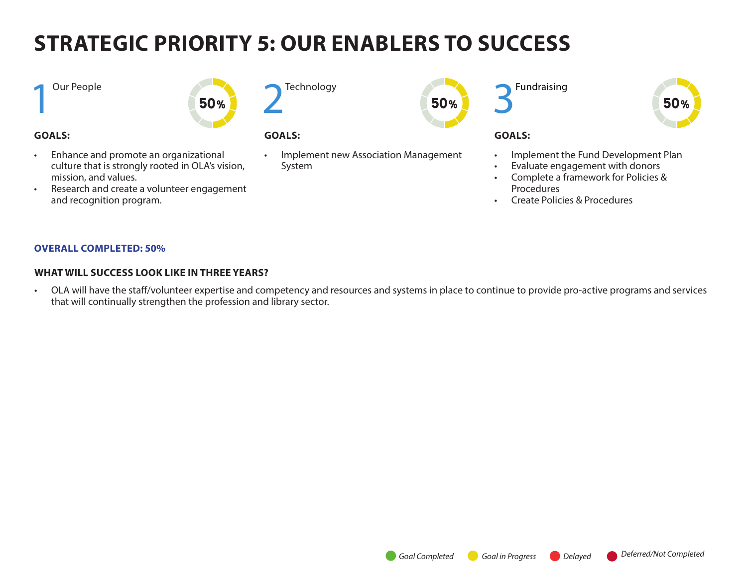# STRATEGIC PRIORITY 5: OUR ENABLERS TO SUCCESS

## 1 Our People

50%

**GOALS:**

- Enhance and promote an organizational culture that is strongly rooted in OLA's vision, mission, and values.
- Research and create a volunteer engagement and recognition program.

## 2 Technology

50%

**GOALS:**

- Implement new Association Management System

## 3 Fundraising

50%

**GOALS:**

- Implement the Fund Development Plan
- Evaluate engagement with donors
- Complete a framework for Policies & Procedures
- Create Policies & Procedures

**OVERALL COMPLETED: 50%**

**WHAT WILL SUCCESS LOOK LIKE IN THREE YEARS?**

- OLA will have the staff/volunteer expertise and competency and resources and systems in place to continue to provide pro-active programs and services that will continually strengthen the profession and library sector.

*Goal Completed* | *Goal in Progress* | *Delayed* | *Deferred/Not Completed*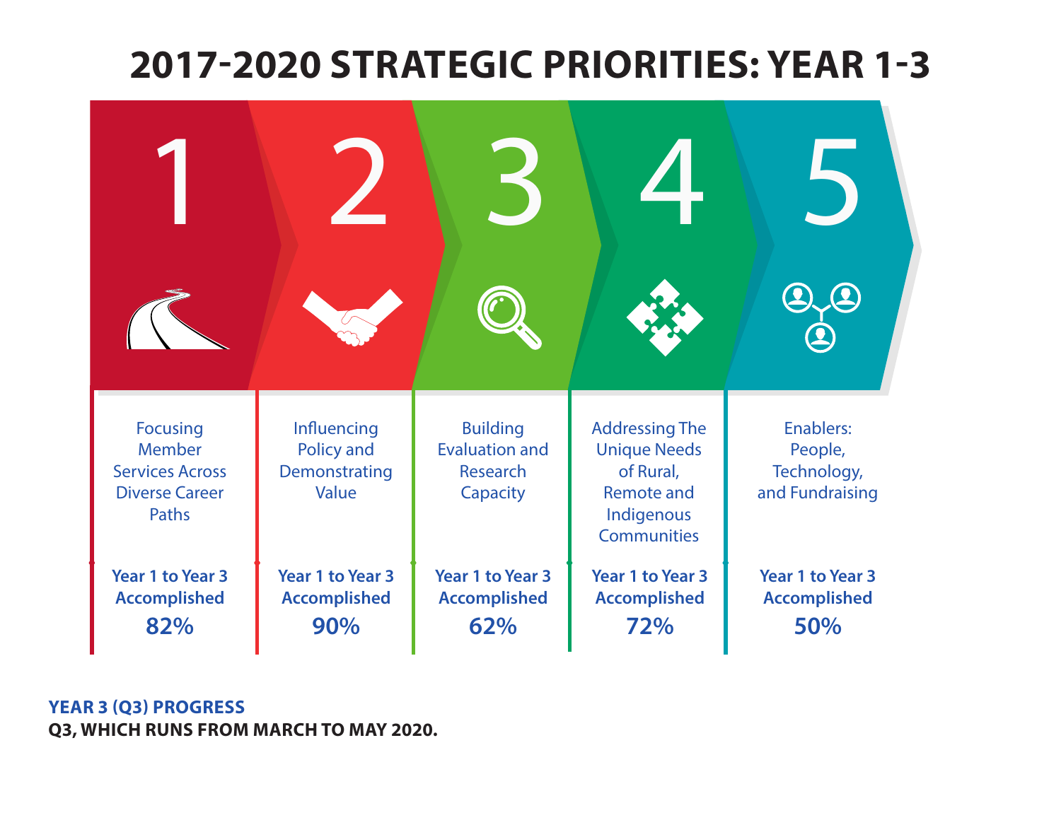# 2017-2020 STRATEGIC PRIORITIES: YEAR 1-3

1

Focusing Member Services Across Diverse Career Paths

Year 1 to Year 3 Accomplished

82%

2

Influencing Policy and Demonstrating Value

Year 1 to Year 3 Accomplished

90%

3

Building Evaluation and Research Capacity

Year 1 to Year 3 Accomplished

62%

4

Addressing The Unique Needs of Rural, Remote and Indigenous Communities

Year 1 to Year 3 Accomplished

72%

5

Enablers: People, Technology, and Fundraising

Year 1 to Year 3 Accomplished

50%

**YEAR 3 (Q3) PROGRESS**

**Q3, WHICH RUNS FROM MARCH TO MAY 2020.**